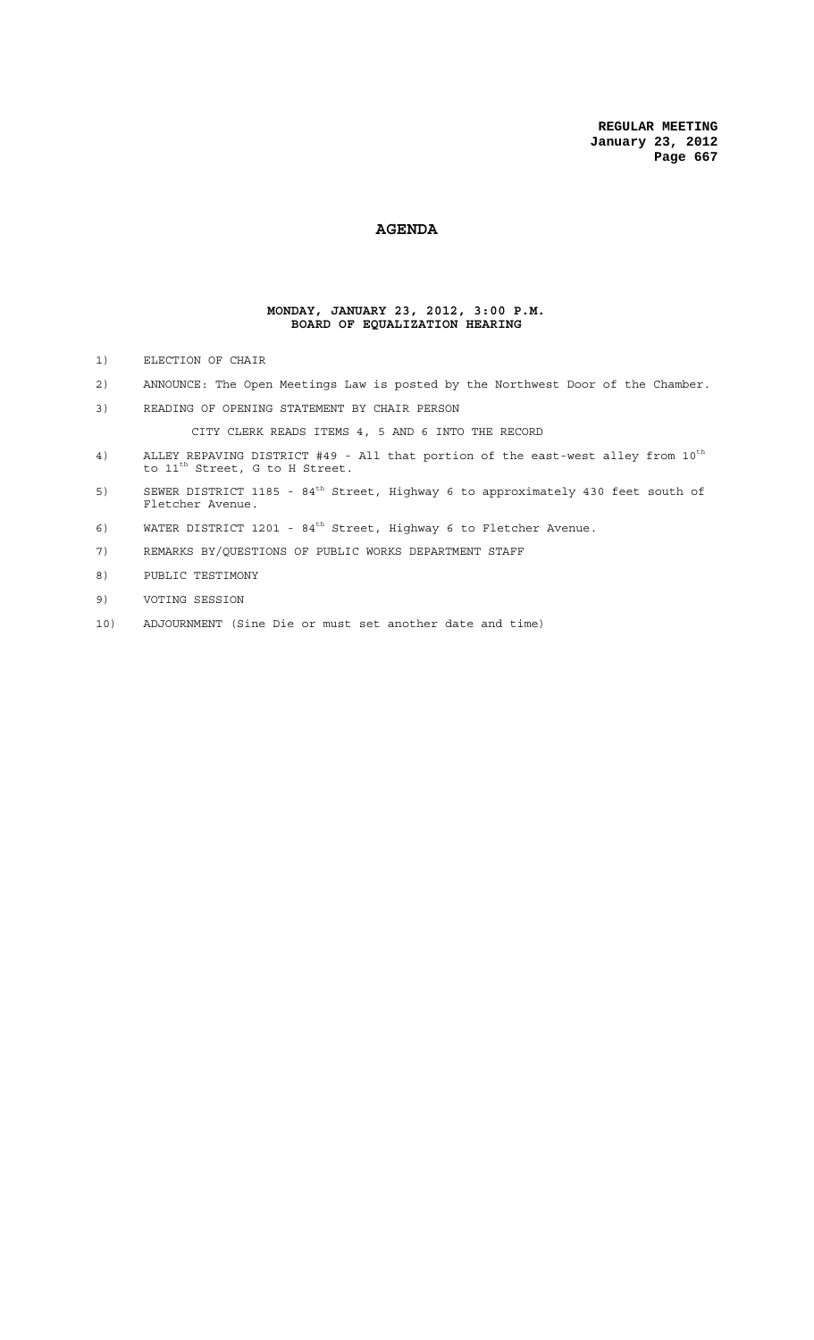# AGENDA

**MONDAY, JANUARY 23, 2012, 3:00 P.M.**
**BOARD OF EQUALIZATION HEARING**

1) ELECTION OF CHAIR

2) ANNOUNCE: The Open Meetings Law is posted by the Northwest Door of the Chamber.

3) READING OF OPENING STATEMENT BY CHAIR PERSON

   CITY CLERK READS ITEMS 4, 5 AND 6 INTO THE RECORD

4) ALLEY REPAVING DISTRICT #49 - All that portion of the east-west alley from 10th to 11th Street, G to H Street.

5) SEWER DISTRICT 1185 - 84th Street, Highway 6 to approximately 430 feet south of Fletcher Avenue.

6) WATER DISTRICT 1201 - 84th Street, Highway 6 to Fletcher Avenue.

7) REMARKS BY/QUESTIONS OF PUBLIC WORKS DEPARTMENT STAFF

8) PUBLIC TESTIMONY

9) VOTING SESSION

10) ADJOURNMENT (Sine Die or must set another date and time)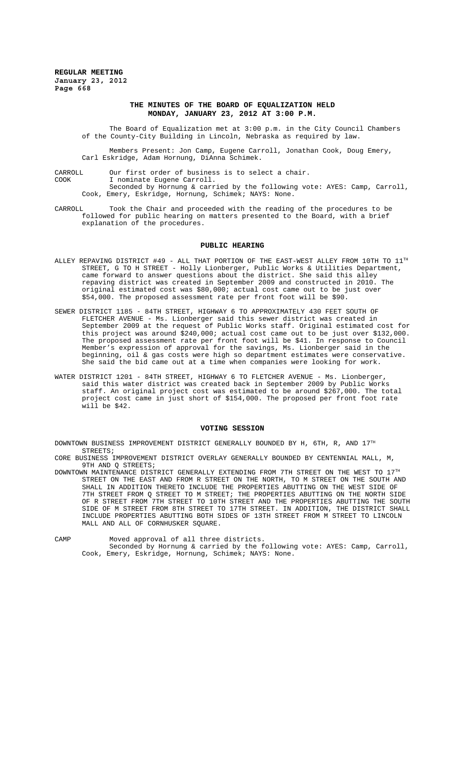# THE MINUTES OF THE BOARD OF EQUALIZATION HELD MONDAY, JANUARY 23, 2012 AT 3:00 P.M.

The Board of Equalization met at 3:00 p.m. in the City Council Chambers of the County-City Building in Lincoln, Nebraska as required by law.

Members Present: Jon Camp, Eugene Carroll, Jonathan Cook, Doug Emery, Carl Eskridge, Adam Hornung, DiAnna Schimek.

CARROLL Our first order of business is to select a chair.

COOK I nominate Eugene Carroll.

Seconded by Hornung & carried by the following vote: AYES: Camp, Carroll, Cook, Emery, Eskridge, Hornung, Schimek; NAYS: None.

CARROLL Took the Chair and proceeded with the reading of the procedures to be followed for public hearing on matters presented to the Board, with a brief explanation of the procedures.

## PUBLIC HEARING

ALLEY REPAVING DISTRICT #49 - ALL THAT PORTION OF THE EAST-WEST ALLEY FROM 10TH TO 11TH STREET, G TO H STREET - Holly Lionberger, Public Works & Utilities Department, came forward to answer questions about the district. She said this alley repaving district was created in September 2009 and constructed in 2010. The original estimated cost was \$80,000; actual cost came out to be just over \$54,000. The proposed assessment rate per front foot will be \$90.

SEWER DISTRICT 1185 - 84TH STREET, HIGHWAY 6 TO APPROXIMATELY 430 FEET SOUTH OF FLETCHER AVENUE - Ms. Lionberger said this sewer district was created in September 2009 at the request of Public Works staff. Original estimated cost for this project was around \$240,000; actual cost came out to be just over \$132,000. The proposed assessment rate per front foot will be \$41. In response to Council Member's expression of approval for the savings, Ms. Lionberger said in the beginning, oil & gas costs were high so department estimates were conservative. She said the bid came out at a time when companies were looking for work.

WATER DISTRICT 1201 - 84TH STREET, HIGHWAY 6 TO FLETCHER AVENUE - Ms. Lionberger, said this water district was created back in September 2009 by Public Works staff. An original project cost was estimated to be around \$267,000. The total project cost came in just short of \$154,000. The proposed per front foot rate will be \$42.

## VOTING SESSION

DOWNTOWN BUSINESS IMPROVEMENT DISTRICT GENERALLY BOUNDED BY H, 6TH, R, AND 17TH STREETS;

CORE BUSINESS IMPROVEMENT DISTRICT OVERLAY GENERALLY BOUNDED BY CENTENNIAL MALL, M, 9TH AND Q STREETS;

DOWNTOWN MAINTENANCE DISTRICT GENERALLY EXTENDING FROM 7TH STREET ON THE WEST TO 17TH STREET ON THE EAST AND FROM R STREET ON THE NORTH, TO M STREET ON THE SOUTH AND SHALL IN ADDITION THERETO INCLUDE THE PROPERTIES ABUTTING ON THE WEST SIDE OF 7TH STREET FROM Q STREET TO M STREET; THE PROPERTIES ABUTTING ON THE NORTH SIDE OF R STREET FROM 7TH STREET TO 10TH STREET AND THE PROPERTIES ABUTTING THE SOUTH SIDE OF M STREET FROM 8TH STREET TO 17TH STREET. IN ADDITION, THE DISTRICT SHALL INCLUDE PROPERTIES ABUTTING BOTH SIDES OF 13TH STREET FROM M STREET TO LINCOLN MALL AND ALL OF CORNHUSKER SQUARE.

CAMP Moved approval of all three districts.

Seconded by Hornung & carried by the following vote: AYES: Camp, Carroll, Cook, Emery, Eskridge, Hornung, Schimek; NAYS: None.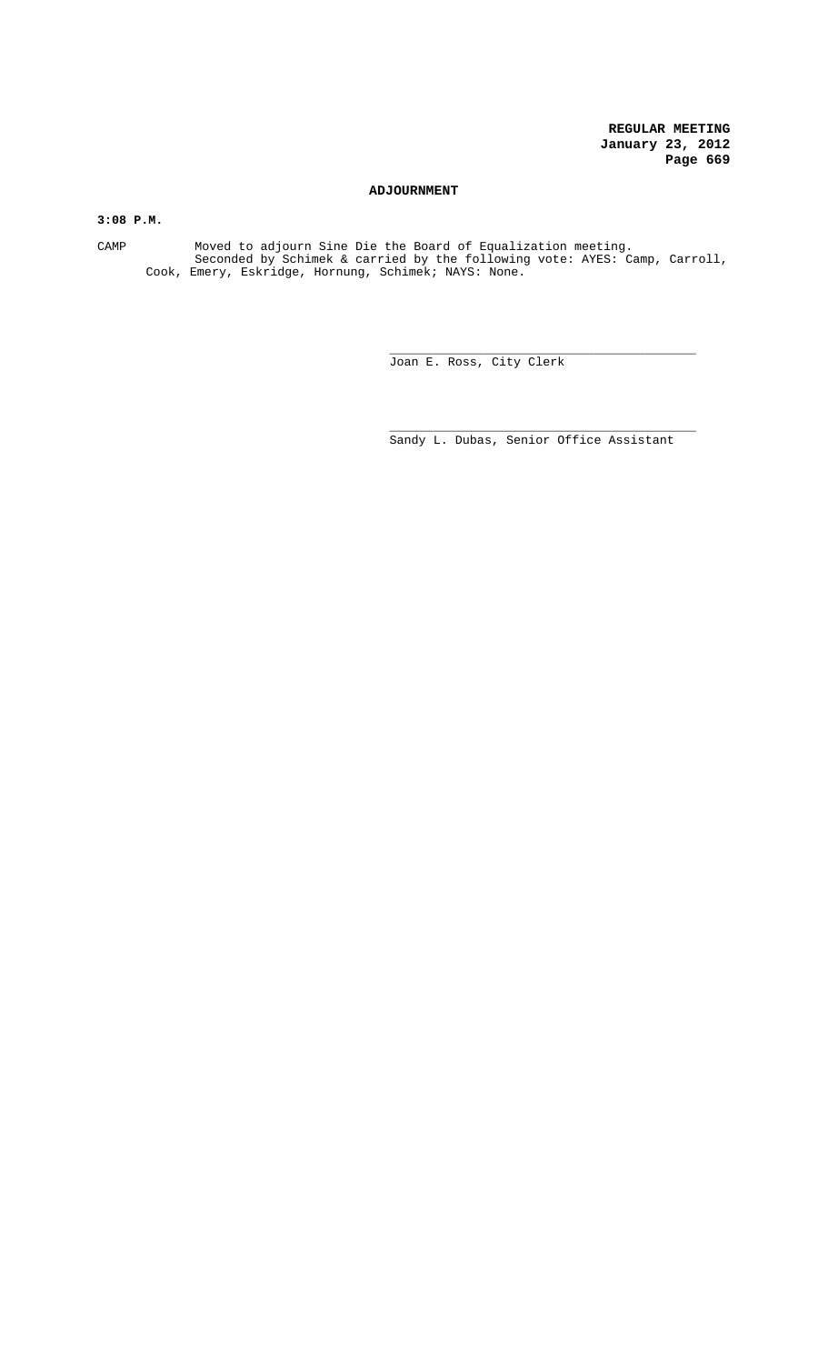## ADJOURNMENT

**3:08 P.M.**

CAMP Moved to adjourn Sine Die the Board of Equalization meeting.
Seconded by Schimek & carried by the following vote: AYES: Camp, Carroll, Cook, Emery, Eskridge, Hornung, Schimek; NAYS: None.

\_\_\_\_\_\_\_\_\_\_\_\_\_\_\_\_\_\_\_\_\_\_\_\_\_\_\_\_\_\_\_\_\_\_\_\_\_\_\_\_\_\_\_
Joan E. Ross, City Clerk

\_\_\_\_\_\_\_\_\_\_\_\_\_\_\_\_\_\_\_\_\_\_\_\_\_\_\_\_\_\_\_\_\_\_\_\_\_\_\_\_\_\_\_
Sandy L. Dubas, Senior Office Assistant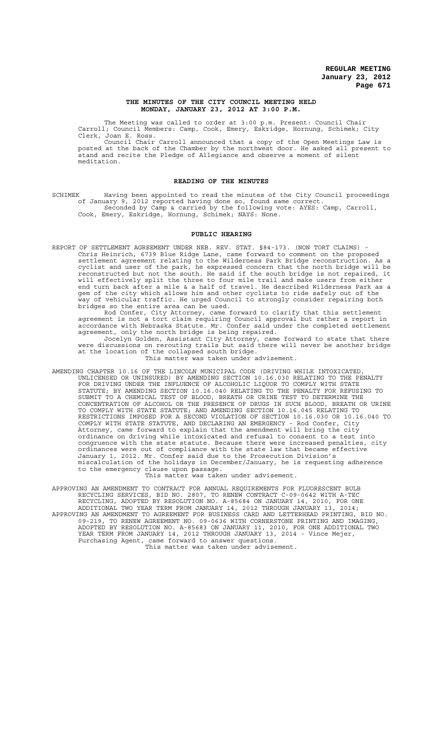# THE MINUTES OF THE CITY COUNCIL MEETING HELD MONDAY, JANUARY 23, 2012 AT 3:00 P.M.

The Meeting was called to order at 3:00 p.m. Present: Council Chair Carroll; Council Members: Camp, Cook, Emery, Eskridge, Hornung, Schimek; City Clerk, Joan E. Ross.

Council Chair Carroll announced that a copy of the Open Meetings Law is posted at the back of the Chamber by the northwest door. He asked all present to stand and recite the Pledge of Allegiance and observe a moment of silent meditation.

## READING OF THE MINUTES

SCHIMEK Having been appointed to read the minutes of the City Council proceedings of January 9, 2012 reported having done so, found same correct.

Seconded by Camp & carried by the following vote: AYES: Camp, Carroll, Cook, Emery, Eskridge, Hornung, Schimek; NAYS: None.

## PUBLIC HEARING

REPORT OF SETTLEMENT AGREEMENT UNDER NEB. REV. STAT. §84-173. (NON TORT CLAIMS) - Chris Heinrich, 6739 Blue Ridge Lane, came forward to comment on the proposed settlement agreement relating to the Wilderness Park Bridge reconstruction. As a cyclist and user of the park, he expressed concern that the north bridge will be reconstructed but not the south. He said if the south bridge is not repaired, it will effectively split the three to four mile trail and make users from either end turn back after a mile & a half of travel. He described Wilderness Park as a gem of the city which allows him and other cyclists to ride safely out of the way of vehicular traffic. He urged Council to strongly consider repairing both bridges so the entire area can be used.

Rod Confer, City Attorney, came forward to clarify that this settlement agreement is not a tort claim requiring Council approval but rather a report in accordance with Nebraska Statute. Mr. Confer said under the completed settlement agreement, only the north bridge is being repaired.

Jocelyn Golden, Assistant City Attorney, came forward to state that there were discussions on rerouting trails but said there will never be another bridge at the location of the collapsed south bridge.

This matter was taken under advisement.

AMENDING CHAPTER 10.16 OF THE LINCOLN MUNICIPAL CODE (DRIVING WHILE INTOXICATED, UNLICENSED OR UNINSURED) BY AMENDING SECTION 10.16.030 RELATING TO THE PENALTY FOR DRIVING UNDER THE INFLUENCE OF ALCOHOLIC LIQUOR TO COMPLY WITH STATE STATUTE; BY AMENDING SECTION 10.16.040 RELATING TO THE PENALTY FOR REFUSING TO SUBMIT TO A CHEMICAL TEST OF BLOOD, BREATH OR URINE TEST TO DETERMINE THE CONCENTRATION OF ALCOHOL OR THE PRESENCE OF DRUGS IN SUCH BLOOD, BREATH OR URINE TO COMPLY WITH STATE STATUTE; AND AMENDING SECTION 10.16.045 RELATING TO RESTRICTIONS IMPOSED FOR A SECOND VIOLATION OF SECTION 10.16.030 OR 10.16.040 TO COMPLY WITH STATE STATUTE, AND DECLARING AN EMERGENCY - Rod Confer, City Attorney, came forward to explain that the amendment will bring the city ordinance on driving while intoxicated and refusal to consent to a test into congruence with the state statute. Because there were increased penalties, city ordinances were out of compliance with the state law that became effective January 1, 2012. Mr. Confer said due to the Prosecution Division's miscalculation of the holidays in December/January, he is requesting adherence to the emergency clause upon passage.

This matter was taken under advisement.

APPROVING AN AMENDMENT TO CONTRACT FOR ANNUAL REQUIREMENTS FOR FLUORESCENT BULB RECYCLING SERVICES, BID NO. 2807, TO RENEW CONTRACT C-09-0642 WITH A-TEC RECYCLING, ADOPTED BY RESOLUTION NO. A-85684 ON JANUARY 14, 2010, FOR ONE ADDITIONAL TWO YEAR TERM FROM JANUARY 14, 2012 THROUGH JANUARY 13, 2014;

APPROVING AN AMENDMENT TO AGREEMENT FOR BUSINESS CARD AND LETTERHEAD PRINTING, BID NO. 09-219, TO RENEW AGREEMENT NO. 09-0636 WITH CORNERSTONE PRINTING AND IMAGING, ADOPTED BY RESOLUTION NO. A-85683 ON JANUARY 11, 2010, FOR ONE ADDITIONAL TWO YEAR TERM FROM JANUARY 14, 2012 THROUGH JANUARY 13, 2014 - Vince Mejer, Purchasing Agent, came forward to answer questions.

This matter was taken under advisement.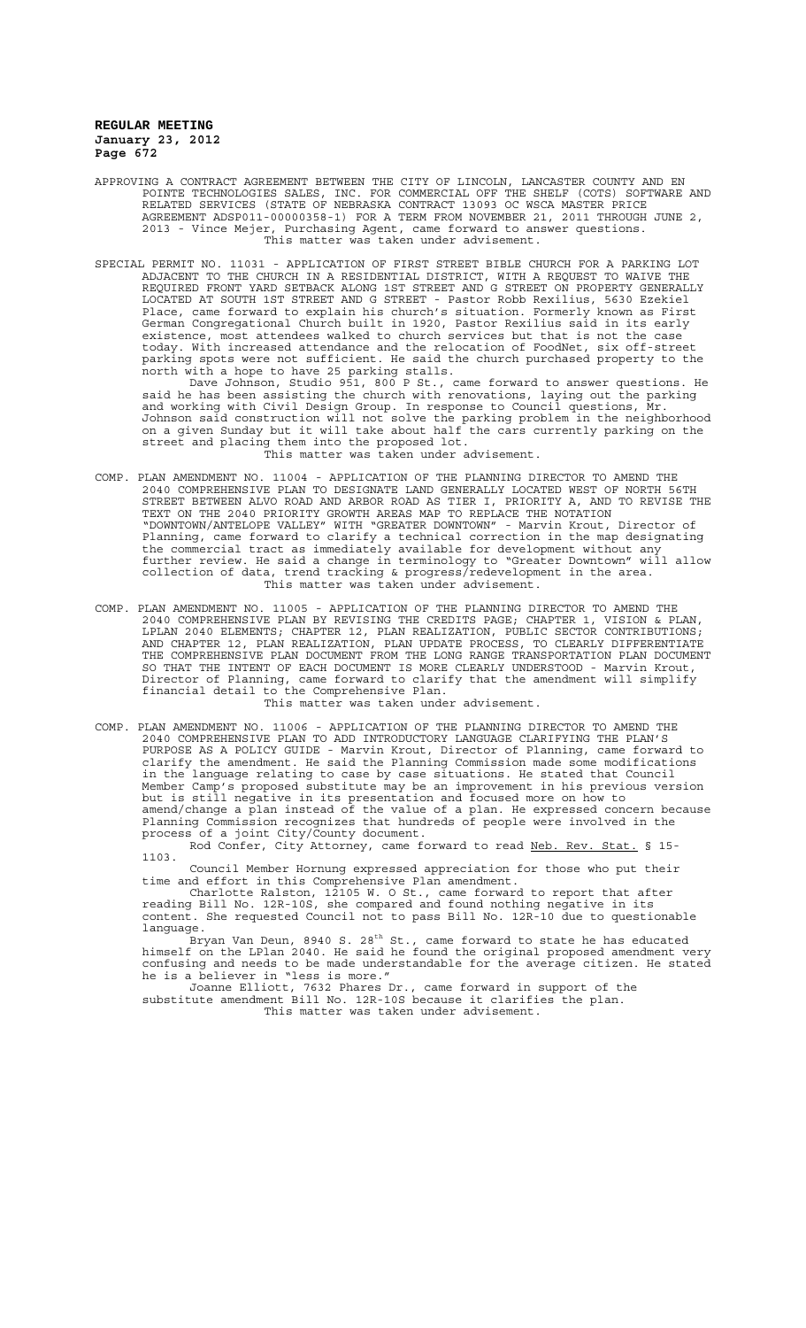APPROVING A CONTRACT AGREEMENT BETWEEN THE CITY OF LINCOLN, LANCASTER COUNTY AND EN POINTE TECHNOLOGIES SALES, INC. FOR COMMERCIAL OFF THE SHELF (COTS) SOFTWARE AND RELATED SERVICES (STATE OF NEBRASKA CONTRACT 13093 OC WSCA MASTER PRICE AGREEMENT ADSP011-00000358-1) FOR A TERM FROM NOVEMBER 21, 2011 THROUGH JUNE 2, 2013 - Vince Mejer, Purchasing Agent, came forward to answer questions.
This matter was taken under advisement.

SPECIAL PERMIT NO. 11031 - APPLICATION OF FIRST STREET BIBLE CHURCH FOR A PARKING LOT ADJACENT TO THE CHURCH IN A RESIDENTIAL DISTRICT, WITH A REQUEST TO WAIVE THE REQUIRED FRONT YARD SETBACK ALONG 1ST STREET AND G STREET ON PROPERTY GENERALLY LOCATED AT SOUTH 1ST STREET AND G STREET - Pastor Robb Rexilius, 5630 Ezekiel Place, came forward to explain his church's situation. Formerly known as First German Congregational Church built in 1920, Pastor Rexilius said in its early existence, most attendees walked to church services but that is not the case today. With increased attendance and the relocation of FoodNet, six off-street parking spots were not sufficient. He said the church purchased property to the north with a hope to have 25 parking stalls.

Dave Johnson, Studio 951, 800 P St., came forward to answer questions. He said he has been assisting the church with renovations, laying out the parking and working with Civil Design Group. In response to Council questions, Mr. Johnson said construction will not solve the parking problem in the neighborhood on a given Sunday but it will take about half the cars currently parking on the street and placing them into the proposed lot.
This matter was taken under advisement.

COMP. PLAN AMENDMENT NO. 11004 - APPLICATION OF THE PLANNING DIRECTOR TO AMEND THE 2040 COMPREHENSIVE PLAN TO DESIGNATE LAND GENERALLY LOCATED WEST OF NORTH 56TH STREET BETWEEN ALVO ROAD AND ARBOR ROAD AS TIER I, PRIORITY A, AND TO REVISE THE TEXT ON THE 2040 PRIORITY GROWTH AREAS MAP TO REPLACE THE NOTATION "DOWNTOWN/ANTELOPE VALLEY" WITH "GREATER DOWNTOWN" - Marvin Krout, Director of Planning, came forward to clarify a technical correction in the map designating the commercial tract as immediately available for development without any further review. He said a change in terminology to "Greater Downtown" will allow collection of data, trend tracking & progress/redevelopment in the area.
This matter was taken under advisement.

COMP. PLAN AMENDMENT NO. 11005 - APPLICATION OF THE PLANNING DIRECTOR TO AMEND THE 2040 COMPREHENSIVE PLAN BY REVISING THE CREDITS PAGE; CHAPTER 1, VISION & PLAN, LPLAN 2040 ELEMENTS; CHAPTER 12, PLAN REALIZATION, PUBLIC SECTOR CONTRIBUTIONS; AND CHAPTER 12, PLAN REALIZATION, PLAN UPDATE PROCESS, TO CLEARLY DIFFERENTIATE THE COMPREHENSIVE PLAN DOCUMENT FROM THE LONG RANGE TRANSPORTATION PLAN DOCUMENT SO THAT THE INTENT OF EACH DOCUMENT IS MORE CLEARLY UNDERSTOOD - Marvin Krout, Director of Planning, came forward to clarify that the amendment will simplify financial detail to the Comprehensive Plan.
This matter was taken under advisement.

COMP. PLAN AMENDMENT NO. 11006 - APPLICATION OF THE PLANNING DIRECTOR TO AMEND THE 2040 COMPREHENSIVE PLAN TO ADD INTRODUCTORY LANGUAGE CLARIFYING THE PLAN'S PURPOSE AS A POLICY GUIDE - Marvin Krout, Director of Planning, came forward to clarify the amendment. He said the Planning Commission made some modifications in the language relating to case by case situations. He stated that Council Member Camp's proposed substitute may be an improvement in his previous version but is still negative in its presentation and focused more on how to amend/change a plan instead of the value of a plan. He expressed concern because Planning Commission recognizes that hundreds of people were involved in the process of a joint City/County document.

Rod Confer, City Attorney, came forward to read Neb. Rev. Stat. § 15-1103.

Council Member Hornung expressed appreciation for those who put their time and effort in this Comprehensive Plan amendment.

Charlotte Ralston, 12105 W. O St., came forward to report that after reading Bill No. 12R-10S, she compared and found nothing negative in its content. She requested Council not to pass Bill No. 12R-10 due to questionable language.

Bryan Van Deun, 8940 S. 28th St., came forward to state he has educated himself on the LPlan 2040. He said he found the original proposed amendment very confusing and needs to be made understandable for the average citizen. He stated he is a believer in "less is more."

Joanne Elliott, 7632 Phares Dr., came forward in support of the substitute amendment Bill No. 12R-10S because it clarifies the plan.
This matter was taken under advisement.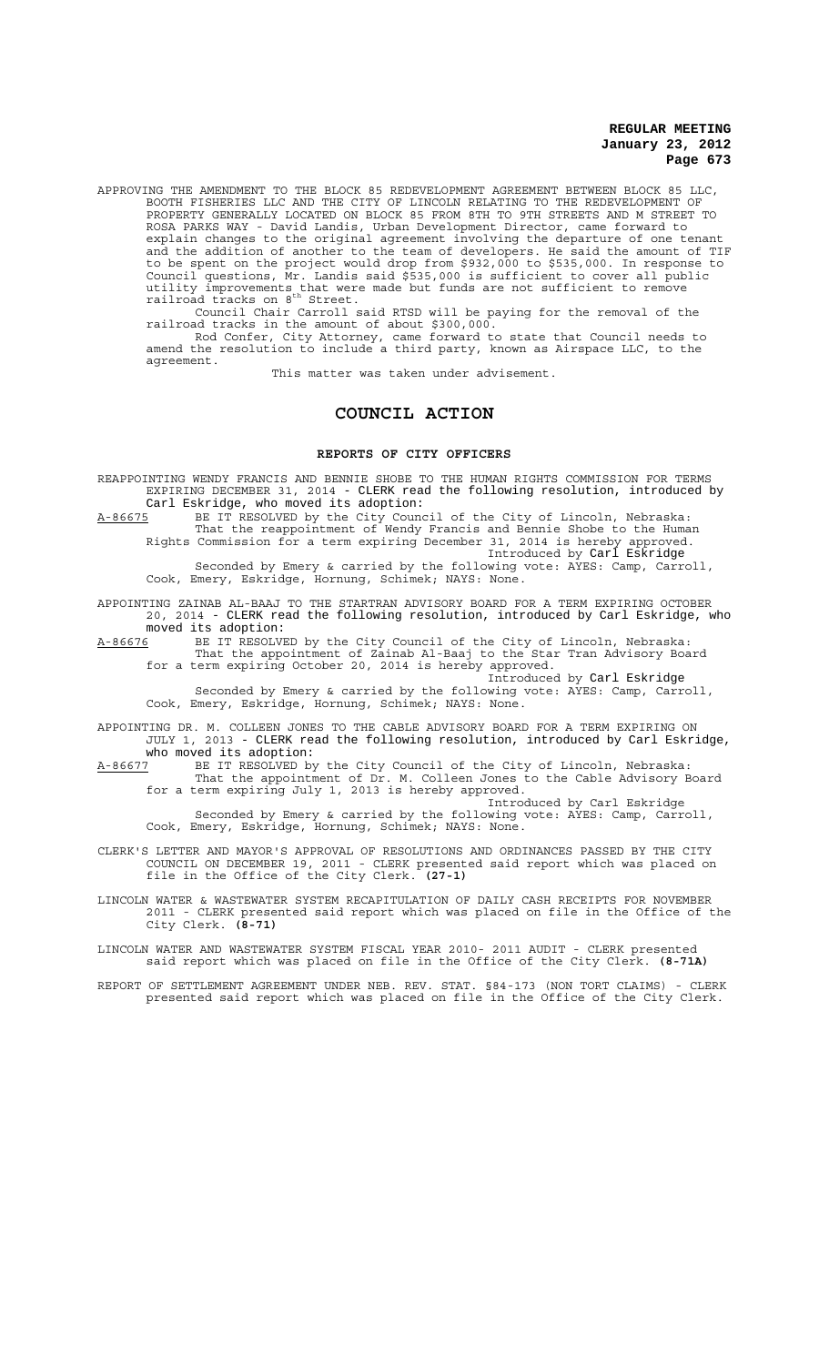APPROVING THE AMENDMENT TO THE BLOCK 85 REDEVELOPMENT AGREEMENT BETWEEN BLOCK 85 LLC, BOOTH FISHERIES LLC AND THE CITY OF LINCOLN RELATING TO THE REDEVELOPMENT OF PROPERTY GENERALLY LOCATED ON BLOCK 85 FROM 8TH TO 9TH STREETS AND M STREET TO ROSA PARKS WAY - David Landis, Urban Development Director, came forward to explain changes to the original agreement involving the departure of one tenant and the addition of another to the team of developers. He said the amount of TIF to be spent on the project would drop from $932,000 to $535,000. In response to Council questions, Mr. Landis said $535,000 is sufficient to cover all public utility improvements that were made but funds are not sufficient to remove railroad tracks on 8th Street.

Council Chair Carroll said RTSD will be paying for the removal of the railroad tracks in the amount of about $300,000.

Rod Confer, City Attorney, came forward to state that Council needs to amend the resolution to include a third party, known as Airspace LLC, to the agreement.

This matter was taken under advisement.

# COUNCIL ACTION

## REPORTS OF CITY OFFICERS

REAPPOINTING WENDY FRANCIS AND BENNIE SHOBE TO THE HUMAN RIGHTS COMMISSION FOR TERMS EXPIRING DECEMBER 31, 2014 - CLERK read the following resolution, introduced by Carl Eskridge, who moved its adoption:

A-86675 BE IT RESOLVED by the City Council of the City of Lincoln, Nebraska:

That the reappointment of Wendy Francis and Bennie Shobe to the Human Rights Commission for a term expiring December 31, 2014 is hereby approved.

Introduced by Carl Eskridge

Seconded by Emery & carried by the following vote: AYES: Camp, Carroll, Cook, Emery, Eskridge, Hornung, Schimek; NAYS: None.

APPOINTING ZAINAB AL-BAAJ TO THE STARTRAN ADVISORY BOARD FOR A TERM EXPIRING OCTOBER 20, 2014 - CLERK read the following resolution, introduced by Carl Eskridge, who moved its adoption:

A-86676 BE IT RESOLVED by the City Council of the City of Lincoln, Nebraska:

That the appointment of Zainab Al-Baaj to the Star Tran Advisory Board for a term expiring October 20, 2014 is hereby approved.

Introduced by Carl Eskridge

Seconded by Emery & carried by the following vote: AYES: Camp, Carroll, Cook, Emery, Eskridge, Hornung, Schimek; NAYS: None.

APPOINTING DR. M. COLLEEN JONES TO THE CABLE ADVISORY BOARD FOR A TERM EXPIRING ON JULY 1, 2013 - CLERK read the following resolution, introduced by Carl Eskridge, who moved its adoption:

A-86677 BE IT RESOLVED by the City Council of the City of Lincoln, Nebraska:

That the appointment of Dr. M. Colleen Jones to the Cable Advisory Board for a term expiring July 1, 2013 is hereby approved.

Introduced by Carl Eskridge

Seconded by Emery & carried by the following vote: AYES: Camp, Carroll, Cook, Emery, Eskridge, Hornung, Schimek; NAYS: None.

CLERK'S LETTER AND MAYOR'S APPROVAL OF RESOLUTIONS AND ORDINANCES PASSED BY THE CITY COUNCIL ON DECEMBER 19, 2011 - CLERK presented said report which was placed on file in the Office of the City Clerk. **(27-1)**

LINCOLN WATER & WASTEWATER SYSTEM RECAPITULATION OF DAILY CASH RECEIPTS FOR NOVEMBER 2011 - CLERK presented said report which was placed on file in the Office of the City Clerk. **(8-71)**

LINCOLN WATER AND WASTEWATER SYSTEM FISCAL YEAR 2010- 2011 AUDIT - CLERK presented said report which was placed on file in the Office of the City Clerk. **(8-71A)**

REPORT OF SETTLEMENT AGREEMENT UNDER NEB. REV. STAT. §84-173 (NON TORT CLAIMS) - CLERK presented said report which was placed on file in the Office of the City Clerk.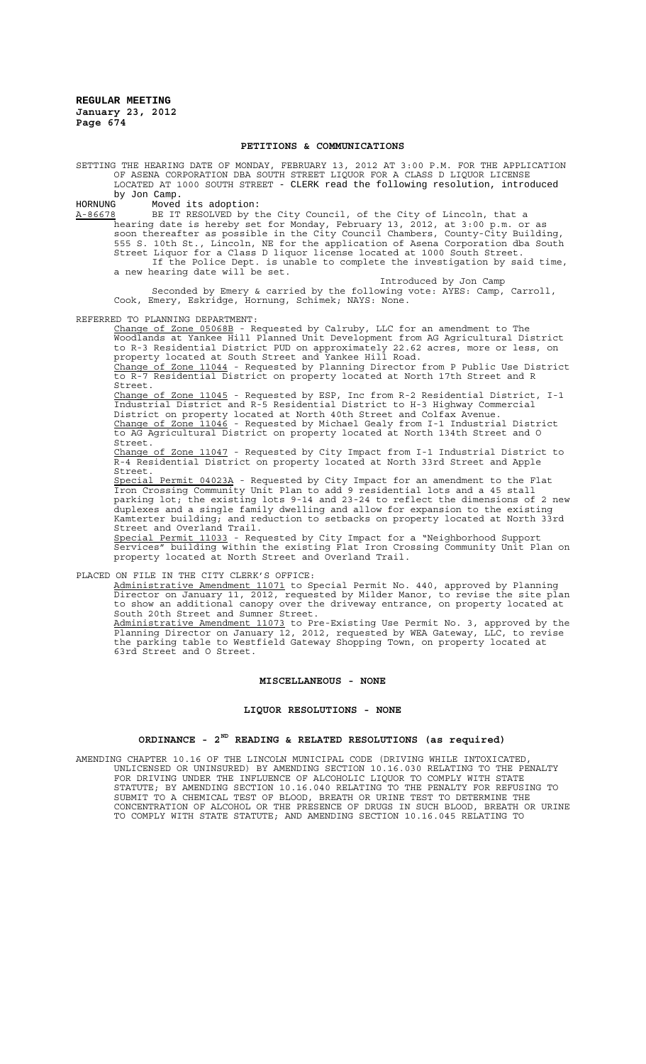## PETITIONS & COMMUNICATIONS

SETTING THE HEARING DATE OF MONDAY, FEBRUARY 13, 2012 AT 3:00 P.M. FOR THE APPLICATION OF ASENA CORPORATION DBA SOUTH STREET LIQUOR FOR A CLASS D LIQUOR LICENSE LOCATED AT 1000 SOUTH STREET - CLERK read the following resolution, introduced by Jon Camp.

HORNUNG Moved its adoption:

A-86678 BE IT RESOLVED by the City Council, of the City of Lincoln, that a hearing date is hereby set for Monday, February 13, 2012, at 3:00 p.m. or as soon thereafter as possible in the City Council Chambers, County-City Building, 555 S. 10th St., Lincoln, NE for the application of Asena Corporation dba South Street Liquor for a Class D liquor license located at 1000 South Street.

If the Police Dept. is unable to complete the investigation by said time, a new hearing date will be set.

Introduced by Jon Camp

Seconded by Emery & carried by the following vote: AYES: Camp, Carroll, Cook, Emery, Eskridge, Hornung, Schimek; NAYS: None.

REFERRED TO PLANNING DEPARTMENT:

Change of Zone 05068B - Requested by Calruby, LLC for an amendment to The Woodlands at Yankee Hill Planned Unit Development from AG Agricultural District to R-3 Residential District PUD on approximately 22.62 acres, more or less, on property located at South Street and Yankee Hill Road.

Change of Zone 11044 - Requested by Planning Director from P Public Use District to R-7 Residential District on property located at North 17th Street and R Street.

Change of Zone 11045 - Requested by ESP, Inc from R-2 Residential District, I-1 Industrial District and R-5 Residential District to H-3 Highway Commercial District on property located at North 40th Street and Colfax Avenue.

Change of Zone 11046 - Requested by Michael Gealy from I-1 Industrial District to AG Agricultural District on property located at North 134th Street and O Street.

Change of Zone 11047 - Requested by City Impact from I-1 Industrial District to R-4 Residential District on property located at North 33rd Street and Apple Street.

Special Permit 04023A - Requested by City Impact for an amendment to the Flat Iron Crossing Community Unit Plan to add 9 residential lots and a 45 stall parking lot; the existing lots 9-14 and 23-24 to reflect the dimensions of 2 new duplexes and a single family dwelling and allow for expansion to the existing Kamterter building; and reduction to setbacks on property located at North 33rd Street and Overland Trail.

Special Permit 11033 - Requested by City Impact for a "Neighborhood Support Services" building within the existing Flat Iron Crossing Community Unit Plan on property located at North Street and Overland Trail.

PLACED ON FILE IN THE CITY CLERK'S OFFICE:

Administrative Amendment 11071 to Special Permit No. 440, approved by Planning Director on January 11, 2012, requested by Milder Manor, to revise the site plan to show an additional canopy over the driveway entrance, on property located at South 20th Street and Sumner Street.

Administrative Amendment 11073 to Pre-Existing Use Permit No. 3, approved by the Planning Director on January 12, 2012, requested by WEA Gateway, LLC, to revise the parking table to Westfield Gateway Shopping Town, on property located at 63rd Street and O Street.

## MISCELLANEOUS - NONE

## LIQUOR RESOLUTIONS - NONE

## ORDINANCE - 2ND READING & RELATED RESOLUTIONS (as required)

AMENDING CHAPTER 10.16 OF THE LINCOLN MUNICIPAL CODE (DRIVING WHILE INTOXICATED, UNLICENSED OR UNINSURED) BY AMENDING SECTION 10.16.030 RELATING TO THE PENALTY FOR DRIVING UNDER THE INFLUENCE OF ALCOHOLIC LIQUOR TO COMPLY WITH STATE STATUTE; BY AMENDING SECTION 10.16.040 RELATING TO THE PENALTY FOR REFUSING TO SUBMIT TO A CHEMICAL TEST OF BLOOD, BREATH OR URINE TEST TO DETERMINE THE CONCENTRATION OF ALCOHOL OR THE PRESENCE OF DRUGS IN SUCH BLOOD, BREATH OR URINE TO COMPLY WITH STATE STATUTE; AND AMENDING SECTION 10.16.045 RELATING TO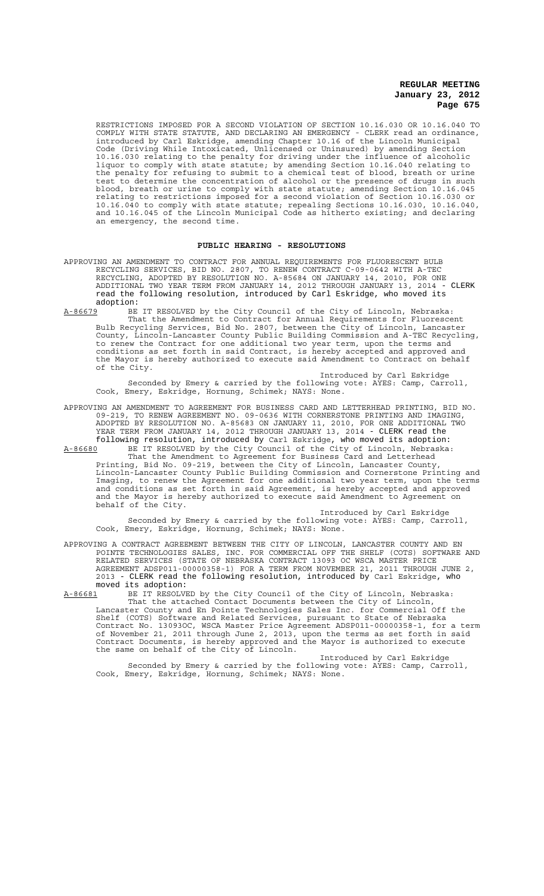RESTRICTIONS IMPOSED FOR A SECOND VIOLATION OF SECTION 10.16.030 OR 10.16.040 TO COMPLY WITH STATE STATUTE, AND DECLARING AN EMERGENCY - CLERK read an ordinance, introduced by Carl Eskridge, amending Chapter 10.16 of the Lincoln Municipal Code (Driving While Intoxicated, Unlicensed or Uninsured) by amending Section 10.16.030 relating to the penalty for driving under the influence of alcoholic liquor to comply with state statute; by amending Section 10.16.040 relating to the penalty for refusing to submit to a chemical test of blood, breath or urine test to determine the concentration of alcohol or the presence of drugs in such blood, breath or urine to comply with state statute; amending Section 10.16.045 relating to restrictions imposed for a second violation of Section 10.16.030 or 10.16.040 to comply with state statute; repealing Sections 10.16.030, 10.16.040, and 10.16.045 of the Lincoln Municipal Code as hitherto existing; and declaring an emergency, the second time.

## PUBLIC HEARING - RESOLUTIONS

APPROVING AN AMENDMENT TO CONTRACT FOR ANNUAL REQUIREMENTS FOR FLUORESCENT BULB RECYCLING SERVICES, BID NO. 2807, TO RENEW CONTRACT C-09-0642 WITH A-TEC RECYCLING, ADOPTED BY RESOLUTION NO. A-85684 ON JANUARY 14, 2010, FOR ONE ADDITIONAL TWO YEAR TERM FROM JANUARY 14, 2012 THROUGH JANUARY 13, 2014 - CLERK read the following resolution, introduced by Carl Eskridge, who moved its adoption:

A-86679 BE IT RESOLVED by the City Council of the City of Lincoln, Nebraska:
That the Amendment to Contract for Annual Requirements for Fluorescent Bulb Recycling Services, Bid No. 2807, between the City of Lincoln, Lancaster County, Lincoln-Lancaster County Public Building Commission and A-TEC Recycling, to renew the Contract for one additional two year term, upon the terms and conditions as set forth in said Contract, is hereby accepted and approved and the Mayor is hereby authorized to execute said Amendment to Contract on behalf of the City.

Introduced by Carl Eskridge

Seconded by Emery & carried by the following vote: AYES: Camp, Carroll, Cook, Emery, Eskridge, Hornung, Schimek; NAYS: None.

APPROVING AN AMENDMENT TO AGREEMENT FOR BUSINESS CARD AND LETTERHEAD PRINTING, BID NO. 09-219, TO RENEW AGREEMENT NO. 09-0636 WITH CORNERSTONE PRINTING AND IMAGING, ADOPTED BY RESOLUTION NO. A-85683 ON JANUARY 11, 2010, FOR ONE ADDITIONAL TWO YEAR TERM FROM JANUARY 14, 2012 THROUGH JANUARY 13, 2014 - CLERK read the following resolution, introduced by Carl Eskridge, who moved its adoption:

A-86680 BE IT RESOLVED by the City Council of the City of Lincoln, Nebraska:
That the Amendment to Agreement for Business Card and Letterhead Printing, Bid No. 09-219, between the City of Lincoln, Lancaster County, Lincoln-Lancaster County Public Building Commission and Cornerstone Printing and Imaging, to renew the Agreement for one additional two year term, upon the terms and conditions as set forth in said Agreement, is hereby accepted and approved and the Mayor is hereby authorized to execute said Amendment to Agreement on behalf of the City.

Introduced by Carl Eskridge

Seconded by Emery & carried by the following vote: AYES: Camp, Carroll, Cook, Emery, Eskridge, Hornung, Schimek; NAYS: None.

APPROVING A CONTRACT AGREEMENT BETWEEN THE CITY OF LINCOLN, LANCASTER COUNTY AND EN POINTE TECHNOLOGIES SALES, INC. FOR COMMERCIAL OFF THE SHELF (COTS) SOFTWARE AND RELATED SERVICES (STATE OF NEBRASKA CONTRACT 13093 OC WSCA MASTER PRICE AGREEMENT ADSP011-00000358-1) FOR A TERM FROM NOVEMBER 21, 2011 THROUGH JUNE 2, 2013 - CLERK read the following resolution, introduced by Carl Eskridge, who moved its adoption:

A-86681 BE IT RESOLVED by the City Council of the City of Lincoln, Nebraska:
That the attached Contact Documents between the City of Lincoln, Lancaster County and En Pointe Technologies Sales Inc. for Commercial Off the Shelf (COTS) Software and Related Services, pursuant to State of Nebraska Contract No. 13093OC, WSCA Master Price Agreement ADSP011-00000358-1, for a term of November 21, 2011 through June 2, 2013, upon the terms as set forth in said Contract Documents, is hereby approved and the Mayor is authorized to execute the same on behalf of the City of Lincoln.

Introduced by Carl Eskridge

Seconded by Emery & carried by the following vote: AYES: Camp, Carroll, Cook, Emery, Eskridge, Hornung, Schimek; NAYS: None.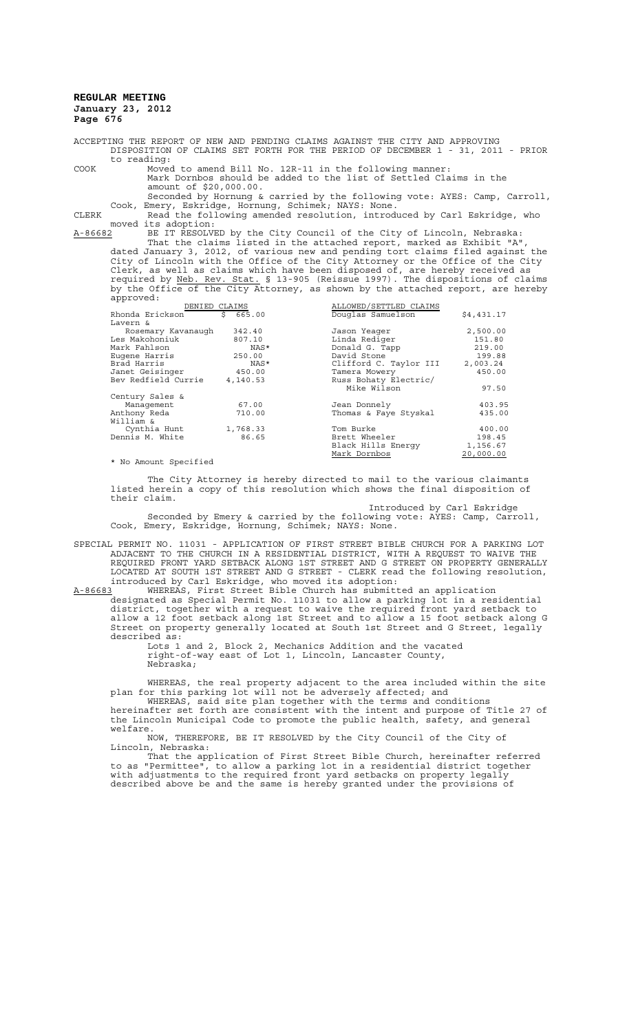ACCEPTING THE REPORT OF NEW AND PENDING CLAIMS AGAINST THE CITY AND APPROVING DISPOSITION OF CLAIMS SET FORTH FOR THE PERIOD OF DECEMBER 1 - 31, 2011 - PRIOR to reading:

COOK Moved to amend Bill No. 12R-11 in the following manner:
Mark Dornbos should be added to the list of Settled Claims in the amount of $20,000.00.
Seconded by Hornung & carried by the following vote: AYES: Camp, Carroll, Cook, Emery, Eskridge, Hornung, Schimek; NAYS: None.

CLERK Read the following amended resolution, introduced by Carl Eskridge, who moved its adoption:

A-86682 BE IT RESOLVED by the City Council of the City of Lincoln, Nebraska:

That the claims listed in the attached report, marked as Exhibit "A", dated January 3, 2012, of various new and pending tort claims filed against the City of Lincoln with the Office of the City Attorney or the Office of the City Clerk, as well as claims which have been disposed of, are hereby received as required by Neb. Rev. Stat. § 13-905 (Reissue 1997). The dispositions of claims by the Office of the City Attorney, as shown by the attached report, are hereby approved:

| DENIED CLAIMS | | ALLOWED/SETTLED CLAIMS | |
|---|---|---|---|
| Rhonda Erickson | $ 665.00 | Douglas Samuelson | $4,431.17 |
| Lavern & Rosemary Kavanaugh | 342.40 | Jason Yeager | 2,500.00 |
| Les Makohoniuk | 807.10 | Linda Rediger | 151.80 |
| Mark Fahlson | NAS* | Donald G. Tapp | 219.00 |
| Eugene Harris | 250.00 | David Stone | 199.88 |
| Brad Harris | NAS* | Clifford C. Taylor III | 2,003.24 |
| Janet Geisinger | 450.00 | Tamera Mowery | 450.00 |
| Bev Redfield Currie | 4,140.53 | Russ Bohaty Electric/ Mike Wilson | 97.50 |
| Century Sales & Management | 67.00 | Jean Donnely | 403.95 |
| Anthony Reda | 710.00 | Thomas & Faye Styskal | 435.00 |
| William & Cynthia Hunt | 1,768.33 | Tom Burke | 400.00 |
| Dennis M. White | 86.65 | Brett Wheeler | 198.45 |
| | | Black Hills Energy | 1,156.67 |
| | | Mark Dornbos | 20,000.00 |

\* No Amount Specified

The City Attorney is hereby directed to mail to the various claimants listed herein a copy of this resolution which shows the final disposition of their claim.

Introduced by Carl Eskridge

Seconded by Emery & carried by the following vote: AYES: Camp, Carroll, Cook, Emery, Eskridge, Hornung, Schimek; NAYS: None.

SPECIAL PERMIT NO. 11031 - APPLICATION OF FIRST STREET BIBLE CHURCH FOR A PARKING LOT ADJACENT TO THE CHURCH IN A RESIDENTIAL DISTRICT, WITH A REQUEST TO WAIVE THE REQUIRED FRONT YARD SETBACK ALONG 1ST STREET AND G STREET ON PROPERTY GENERALLY LOCATED AT SOUTH 1ST STREET AND G STREET - CLERK read the following resolution, introduced by Carl Eskridge, who moved its adoption:

A-86683 WHEREAS, First Street Bible Church has submitted an application designated as Special Permit No. 11031 to allow a parking lot in a residential district, together with a request to waive the required front yard setback to allow a 12 foot setback along 1st Street and to allow a 15 foot setback along G Street on property generally located at South 1st Street and G Street, legally described as:

Lots 1 and 2, Block 2, Mechanics Addition and the vacated right-of-way east of Lot 1, Lincoln, Lancaster County, Nebraska;

WHEREAS, the real property adjacent to the area included within the site plan for this parking lot will not be adversely affected; and

WHEREAS, said site plan together with the terms and conditions hereinafter set forth are consistent with the intent and purpose of Title 27 of the Lincoln Municipal Code to promote the public health, safety, and general welfare.

NOW, THEREFORE, BE IT RESOLVED by the City Council of the City of Lincoln, Nebraska:

That the application of First Street Bible Church, hereinafter referred to as "Permittee", to allow a parking lot in a residential district together with adjustments to the required front yard setbacks on property legally described above be and the same is hereby granted under the provisions of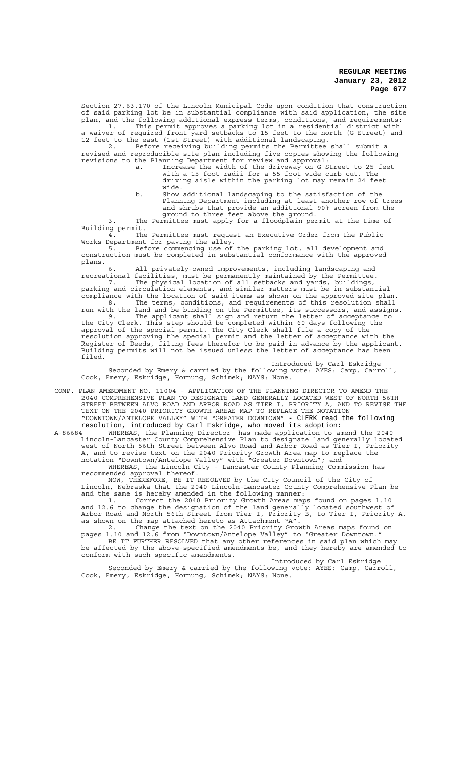Section 27.63.170 of the Lincoln Municipal Code upon condition that construction of said parking lot be in substantial compliance with said application, the site plan, and the following additional express terms, conditions, and requirements:

1. This permit approves a parking lot in a residential district with a waiver of required front yard setbacks to 15 feet to the north (G Street) and 12 feet to the east (1st Street) with additional landscaping.

2. Before receiving building permits the Permittee shall submit a revised and reproducible site plan including five copies showing the following revisions to the Planning Department for review and approval:

   a. Increase the width of the driveway on G Street to 25 feet with a 15 foot radii for a 55 foot wide curb cut. The driving aisle within the parking lot may remain 24 feet wide.

   b. Show additional landscaping to the satisfaction of the Planning Department including at least another row of trees and shrubs that provide an additional 90% screen from the ground to three feet above the ground.

3. The Permittee must apply for a floodplain permit at the time of Building permit.

4. The Permittee must request an Executive Order from the Public Works Department for paving the alley.

5. Before commencing use of the parking lot, all development and construction must be completed in substantial conformance with the approved plans.

6. All privately-owned improvements, including landscaping and recreational facilities, must be permanently maintained by the Permittee.

7. The physical location of all setbacks and yards, buildings, parking and circulation elements, and similar matters must be in substantial compliance with the location of said items as shown on the approved site plan.

8. The terms, conditions, and requirements of this resolution shall run with the land and be binding on the Permittee, its successors, and assigns.

9. The applicant shall sign and return the letter of acceptance to the City Clerk. This step should be completed within 60 days following the approval of the special permit. The City Clerk shall file a copy of the resolution approving the special permit and the letter of acceptance with the Register of Deeds, filing fees therefor to be paid in advance by the applicant. Building permits will not be issued unless the letter of acceptance has been filed.

Introduced by Carl Eskridge

Seconded by Emery & carried by the following vote: AYES: Camp, Carroll, Cook, Emery, Eskridge, Hornung, Schimek; NAYS: None.

COMP. PLAN AMENDMENT NO. 11004 - APPLICATION OF THE PLANNING DIRECTOR TO AMEND THE 2040 COMPREHENSIVE PLAN TO DESIGNATE LAND GENERALLY LOCATED WEST OF NORTH 56TH STREET BETWEEN ALVO ROAD AND ARBOR ROAD AS TIER I, PRIORITY A, AND TO REVISE THE TEXT ON THE 2040 PRIORITY GROWTH AREAS MAP TO REPLACE THE NOTATION "DOWNTOWN/ANTELOPE VALLEY" WITH "GREATER DOWNTOWN" - CLERK read the following resolution, introduced by Carl Eskridge, who moved its adoption:

A-86684 WHEREAS, the Planning Director has made application to amend the 2040 Lincoln-Lancaster County Comprehensive Plan to designate land generally located west of North 56th Street between Alvo Road and Arbor Road as Tier I, Priority A, and to revise text on the 2040 Priority Growth Area map to replace the notation "Downtown/Antelope Valley" with "Greater Downtown"; and

WHEREAS, the Lincoln City - Lancaster County Planning Commission has recommended approval thereof.

NOW, THEREFORE, BE IT RESOLVED by the City Council of the City of Lincoln, Nebraska that the 2040 Lincoln-Lancaster County Comprehensive Plan be and the same is hereby amended in the following manner:

1. Correct the 2040 Priority Growth Areas maps found on pages 1.10 and 12.6 to change the designation of the land generally located southwest of Arbor Road and North 56th Street from Tier I, Priority B, to Tier I, Priority A, as shown on the map attached hereto as Attachment "A".

2. Change the text on the 2040 Priority Growth Areas maps found on pages 1.10 and 12.6 from "Downtown/Antelope Valley" to "Greater Downtown."

BE IT FURTHER RESOLVED that any other references in said plan which may be affected by the above-specified amendments be, and they hereby are amended to conform with such specific amendments.

Introduced by Carl Eskridge

Seconded by Emery & carried by the following vote: AYES: Camp, Carroll, Cook, Emery, Eskridge, Hornung, Schimek; NAYS: None.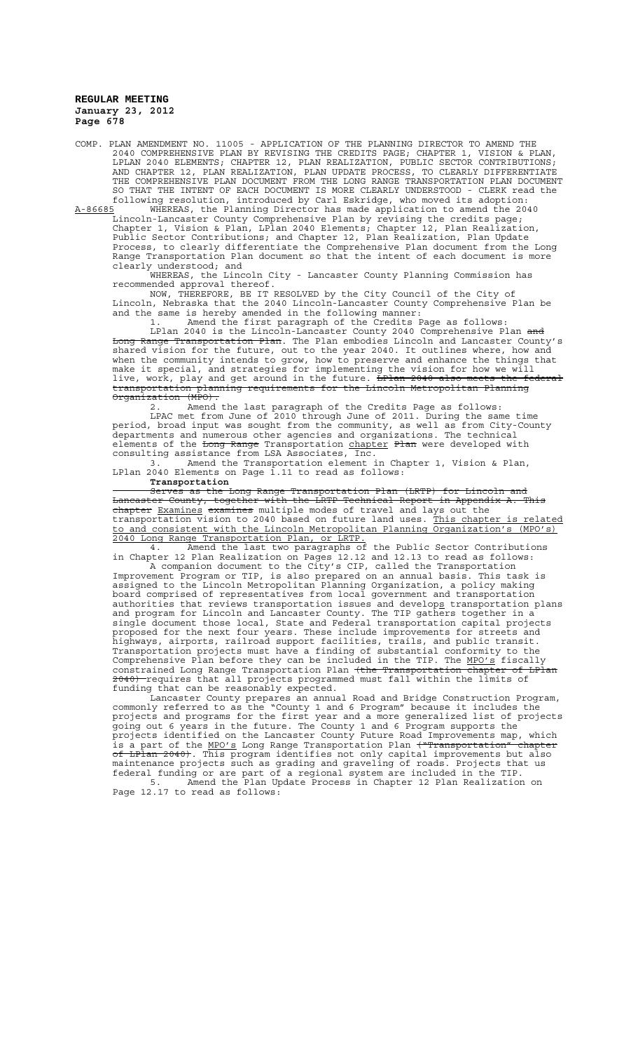COMP. PLAN AMENDMENT NO. 11005 - APPLICATION OF THE PLANNING DIRECTOR TO AMEND THE 2040 COMPREHENSIVE PLAN BY REVISING THE CREDITS PAGE; CHAPTER 1, VISION & PLAN, LPLAN 2040 ELEMENTS; CHAPTER 12, PLAN REALIZATION, PUBLIC SECTOR CONTRIBUTIONS; AND CHAPTER 12, PLAN REALIZATION, PLAN UPDATE PROCESS, TO CLEARLY DIFFERENTIATE THE COMPREHENSIVE PLAN DOCUMENT FROM THE LONG RANGE TRANSPORTATION PLAN DOCUMENT SO THAT THE INTENT OF EACH DOCUMENT IS MORE CLEARLY UNDERSTOOD - CLERK read the following resolution, introduced by Carl Eskridge, who moved its adoption:

A-86685 WHEREAS, the Planning Director has made application to amend the 2040 Lincoln-Lancaster County Comprehensive Plan by revising the credits page; Chapter 1, Vision & Plan, LPlan 2040 Elements; Chapter 12, Plan Realization, Public Sector Contributions; and Chapter 12, Plan Realization, Plan Update Process, to clearly differentiate the Comprehensive Plan document from the Long Range Transportation Plan document so that the intent of each document is more clearly understood; and

WHEREAS, the Lincoln City - Lancaster County Planning Commission has recommended approval thereof.

NOW, THEREFORE, BE IT RESOLVED by the City Council of the City of Lincoln, Nebraska that the 2040 Lincoln-Lancaster County Comprehensive Plan be and the same is hereby amended in the following manner:

1. Amend the first paragraph of the Credits Page as follows:

LPlan 2040 is the Lincoln-Lancaster County 2040 Comprehensive Plan ~~and Long Range Transportation Plan~~. The Plan embodies Lincoln and Lancaster County's shared vision for the future, out to the year 2040. It outlines where, how and when the community intends to grow, how to preserve and enhance the things that make it special, and strategies for implementing the vision for how we will live, work, play and get around in the future. ~~LPlan 2040 also meets the federal transportation planning requirements for the Lincoln Metropolitan Planning Organization (MPO).~~

2. Amend the last paragraph of the Credits Page as follows:

LPAC met from June of 2010 through June of 2011. During the same time period, broad input was sought from the community, as well as from City-County departments and numerous other agencies and organizations. The technical elements of the ~~Long Range~~ Transportation chapter ~~Plan~~ were developed with consulting assistance from LSA Associates, Inc.

3. Amend the Transportation element in Chapter 1, Vision & Plan, LPlan 2040 Elements on Page 1.11 to read as follows:

**Transportation**

~~Serves as the Long Range Transportation Plan (LRTP) for Lincoln and Lancaster County, together with the LRTP Technical Report in Appendix A. This chapter~~ Examines ~~examines~~ multiple modes of travel and lays out the transportation vision to 2040 based on future land uses. This chapter is related to and consistent with the Lincoln Metropolitan Planning Organization's (MPO's) 2040 Long Range Transportation Plan, or LRTP.

4. Amend the last two paragraphs of the Public Sector Contributions in Chapter 12 Plan Realization on Pages 12.12 and 12.13 to read as follows:

A companion document to the City's CIP, called the Transportation Improvement Program or TIP, is also prepared on an annual basis. This task is assigned to the Lincoln Metropolitan Planning Organization, a policy making board comprised of representatives from local government and transportation authorities that reviews transportation issues and develops transportation plans and program for Lincoln and Lancaster County. The TIP gathers together in a single document those local, State and Federal transportation capital projects proposed for the next four years. These include improvements for streets and highways, airports, railroad support facilities, trails, and public transit. Transportation projects must have a finding of substantial conformity to the Comprehensive Plan before they can be included in the TIP. The MPO's fiscally constrained Long Range Transportation Plan ~~(the Transportation chapter of LPlan 2040)~~ requires that all projects programmed must fall within the limits of funding that can be reasonably expected.

Lancaster County prepares an annual Road and Bridge Construction Program, commonly referred to as the "County 1 and 6 Program" because it includes the projects and programs for the first year and a more generalized list of projects going out 6 years in the future. The County 1 and 6 Program supports the projects identified on the Lancaster County Future Road Improvements map, which is a part of the MPO's Long Range Transportation Plan ~~("Transportation" chapter of LPlan 2040)~~. This program identifies not only capital improvements but also maintenance projects such as grading and graveling of roads. Projects that us federal funding or are part of a regional system are included in the TIP.

5. Amend the Plan Update Process in Chapter 12 Plan Realization on Page 12.17 to read as follows: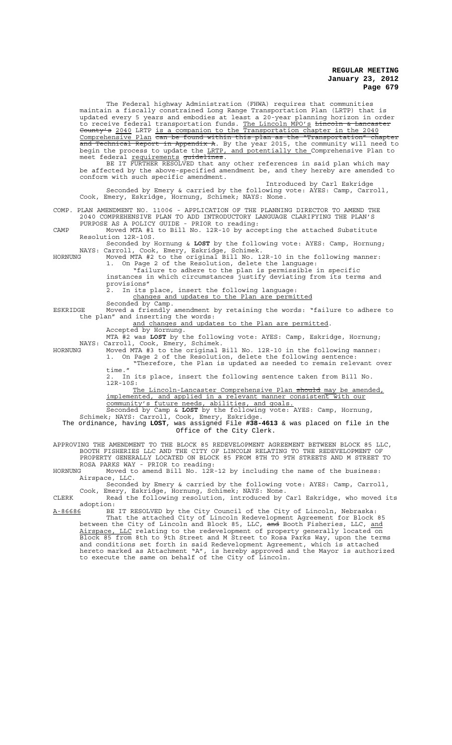The Federal highway Administration (FHWA) requires that communities maintain a fiscally constrained Long Range Transportation Plan (LRTP) that is updated every 5 years and embodies at least a 20-year planning horizon in order to receive federal transportation funds. <u>The Lincoln MPO's</u> ~~Lincoln & Lancaster County's~~ <u>2040</u> LRTP <u>is a companion to the Transportation chapter in the 2040 Comprehensive Plan</u> ~~can be found within this plan as the "Transportation" chapter and Technical Report in Appendix A~~. By the year 2015, the community will need to begin the process to update the <u>LRTP, and potentially the</u> Comprehensive Plan to meet federal <u>requirements</u> ~~guidelines~~.

BE IT FURTHER RESOLVED that any other references in said plan which may be affected by the above-specified amendment be, and they hereby are amended to conform with such specific amendment.

Introduced by Carl Eskridge

Seconded by Emery & carried by the following vote: AYES: Camp, Carroll, Cook, Emery, Eskridge, Hornung, Schimek; NAYS: None.

COMP. PLAN AMENDMENT NO. 11006 - APPLICATION OF THE PLANNING DIRECTOR TO AMEND THE 2040 COMPREHENSIVE PLAN TO ADD INTRODUCTORY LANGUAGE CLARIFYING THE PLAN'S PURPOSE AS A POLICY GUIDE - PRIOR to reading:

CAMP Moved MTA #1 to Bill No. 12R-10 by accepting the attached Substitute Resolution 12R-10S.

Seconded by Hornung & **LOST** by the following vote: AYES: Camp, Hornung; NAYS: Carroll, Cook, Emery, Eskridge, Schimek.

HORNUNG Moved MTA #2 to the original Bill No. 12R-10 in the following manner:

1. On Page 2 of the Resolution, delete the language:

"failure to adhere to the plan is permissible in specific instances in which circumstances justify deviating from its terms and provisions"

2. In its place, insert the following language:

<u>changes and updates to the Plan are permitted</u>

Seconded by Camp.

ESKRIDGE Moved a friendly amendment by retaining the words: "failure to adhere to the plan" and inserting the words:

<u>and changes and updates to the Plan are permitted</u>.

Accepted by Hornung.

MTA #2 was **LOST** by the following vote: AYES: Camp, Eskridge, Hornung; NAYS: Carroll, Cook, Emery, Schimek.

HORNUNG Moved MTA #3 to the original Bill No. 12R-10 in the following manner:

1. On Page 2 of the Resolution, delete the following sentence:

"Therefore, the Plan is updated as needed to remain relevant over time."

2. In its place, insert the following sentence taken from Bill No. 12R-10S:

<u>The Lincoln-Lancaster Comprehensive Plan</u> ~~should~~ <u>may be amended, implemented, and applied in a relevant manner consistent with our community's future needs, abilities, and goals.</u>

Seconded by Camp & **LOST** by the following vote: AYES: Camp, Hornung, Schimek; NAYS: Carroll, Cook, Emery, Eskridge.

The ordinance, having **LOST**, was assigned File **#38-4613** & was placed on file in the Office of the City Clerk.

APPROVING THE AMENDMENT TO THE BLOCK 85 REDEVELOPMENT AGREEMENT BETWEEN BLOCK 85 LLC, BOOTH FISHERIES LLC AND THE CITY OF LINCOLN RELATING TO THE REDEVELOPMENT OF PROPERTY GENERALLY LOCATED ON BLOCK 85 FROM 8TH TO 9TH STREETS AND M STREET TO ROSA PARKS WAY - PRIOR to reading:

HORNUNG Moved to amend Bill No. 12R-12 by including the name of the business: Airspace, LLC.

Seconded by Emery & carried by the following vote: AYES: Camp, Carroll, Cook, Emery, Eskridge, Hornung, Schimek; NAYS: None.

CLERK Read the following resolution, introduced by Carl Eskridge, who moved its adoption:

<u>A-86686</u> BE IT RESOLVED by the City Council of the City of Lincoln, Nebraska:

That the attached City of Lincoln Redevelopment Agreement for Block 85 between the City of Lincoln and Block 85, LLC, ~~and~~ Booth Fisheries, LLC, <u>and Airspace, LLC</u> relating to the redevelopment of property generally located on Block 85 from 8th to 9th Street and M Street to Rosa Parks Way, upon the terms and conditions set forth in said Redevelopment Agreement, which is attached hereto marked as Attachment "A", is hereby approved and the Mayor is authorized to execute the same on behalf of the City of Lincoln.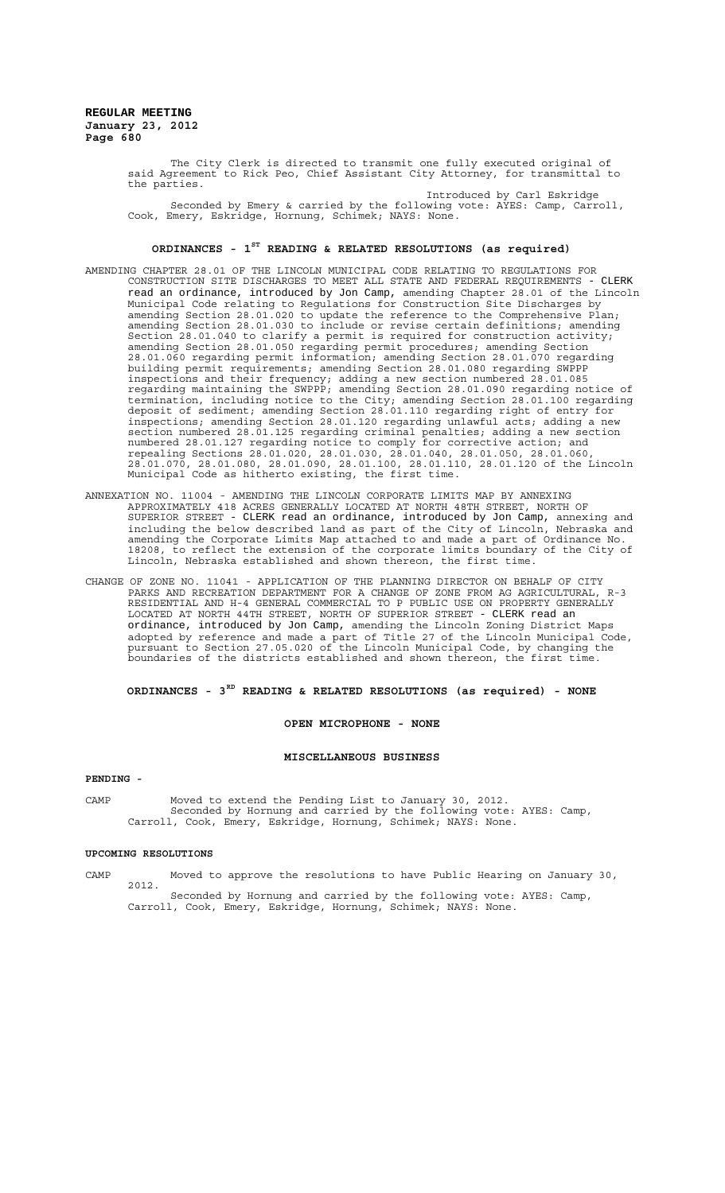The City Clerk is directed to transmit one fully executed original of said Agreement to Rick Peo, Chief Assistant City Attorney, for transmittal to the parties.

Introduced by Carl Eskridge

Seconded by Emery & carried by the following vote: AYES: Camp, Carroll, Cook, Emery, Eskridge, Hornung, Schimek; NAYS: None.

## ORDINANCES - 1ST READING & RELATED RESOLUTIONS (as required)

AMENDING CHAPTER 28.01 OF THE LINCOLN MUNICIPAL CODE RELATING TO REGULATIONS FOR CONSTRUCTION SITE DISCHARGES TO MEET ALL STATE AND FEDERAL REQUIREMENTS - CLERK read an ordinance, introduced by Jon Camp, amending Chapter 28.01 of the Lincoln Municipal Code relating to Regulations for Construction Site Discharges by amending Section 28.01.020 to update the reference to the Comprehensive Plan; amending Section 28.01.030 to include or revise certain definitions; amending Section 28.01.040 to clarify a permit is required for construction activity; amending Section 28.01.050 regarding permit procedures; amending Section 28.01.060 regarding permit information; amending Section 28.01.070 regarding building permit requirements; amending Section 28.01.080 regarding SWPPP inspections and their frequency; adding a new section numbered 28.01.085 regarding maintaining the SWPPP; amending Section 28.01.090 regarding notice of termination, including notice to the City; amending Section 28.01.100 regarding deposit of sediment; amending Section 28.01.110 regarding right of entry for inspections; amending Section 28.01.120 regarding unlawful acts; adding a new section numbered 28.01.125 regarding criminal penalties; adding a new section numbered 28.01.127 regarding notice to comply for corrective action; and repealing Sections 28.01.020, 28.01.030, 28.01.040, 28.01.050, 28.01.060, 28.01.070, 28.01.080, 28.01.090, 28.01.100, 28.01.110, 28.01.120 of the Lincoln Municipal Code as hitherto existing, the first time.

ANNEXATION NO. 11004 - AMENDING THE LINCOLN CORPORATE LIMITS MAP BY ANNEXING APPROXIMATELY 418 ACRES GENERALLY LOCATED AT NORTH 48TH STREET, NORTH OF SUPERIOR STREET - CLERK read an ordinance, introduced by Jon Camp, annexing and including the below described land as part of the City of Lincoln, Nebraska and amending the Corporate Limits Map attached to and made a part of Ordinance No. 18208, to reflect the extension of the corporate limits boundary of the City of Lincoln, Nebraska established and shown thereon, the first time.

CHANGE OF ZONE NO. 11041 - APPLICATION OF THE PLANNING DIRECTOR ON BEHALF OF CITY PARKS AND RECREATION DEPARTMENT FOR A CHANGE OF ZONE FROM AG AGRICULTURAL, R-3 RESIDENTIAL AND H-4 GENERAL COMMERCIAL TO P PUBLIC USE ON PROPERTY GENERALLY LOCATED AT NORTH 44TH STREET, NORTH OF SUPERIOR STREET - CLERK read an ordinance, introduced by Jon Camp, amending the Lincoln Zoning District Maps adopted by reference and made a part of Title 27 of the Lincoln Municipal Code, pursuant to Section 27.05.020 of the Lincoln Municipal Code, by changing the boundaries of the districts established and shown thereon, the first time.

## ORDINANCES - 3RD READING & RELATED RESOLUTIONS (as required) - NONE

## OPEN MICROPHONE - NONE

## MISCELLANEOUS BUSINESS

**PENDING -**

CAMP Moved to extend the Pending List to January 30, 2012.

Seconded by Hornung and carried by the following vote: AYES: Camp, Carroll, Cook, Emery, Eskridge, Hornung, Schimek; NAYS: None.

**UPCOMING RESOLUTIONS**

CAMP Moved to approve the resolutions to have Public Hearing on January 30, 2012.

Seconded by Hornung and carried by the following vote: AYES: Camp, Carroll, Cook, Emery, Eskridge, Hornung, Schimek; NAYS: None.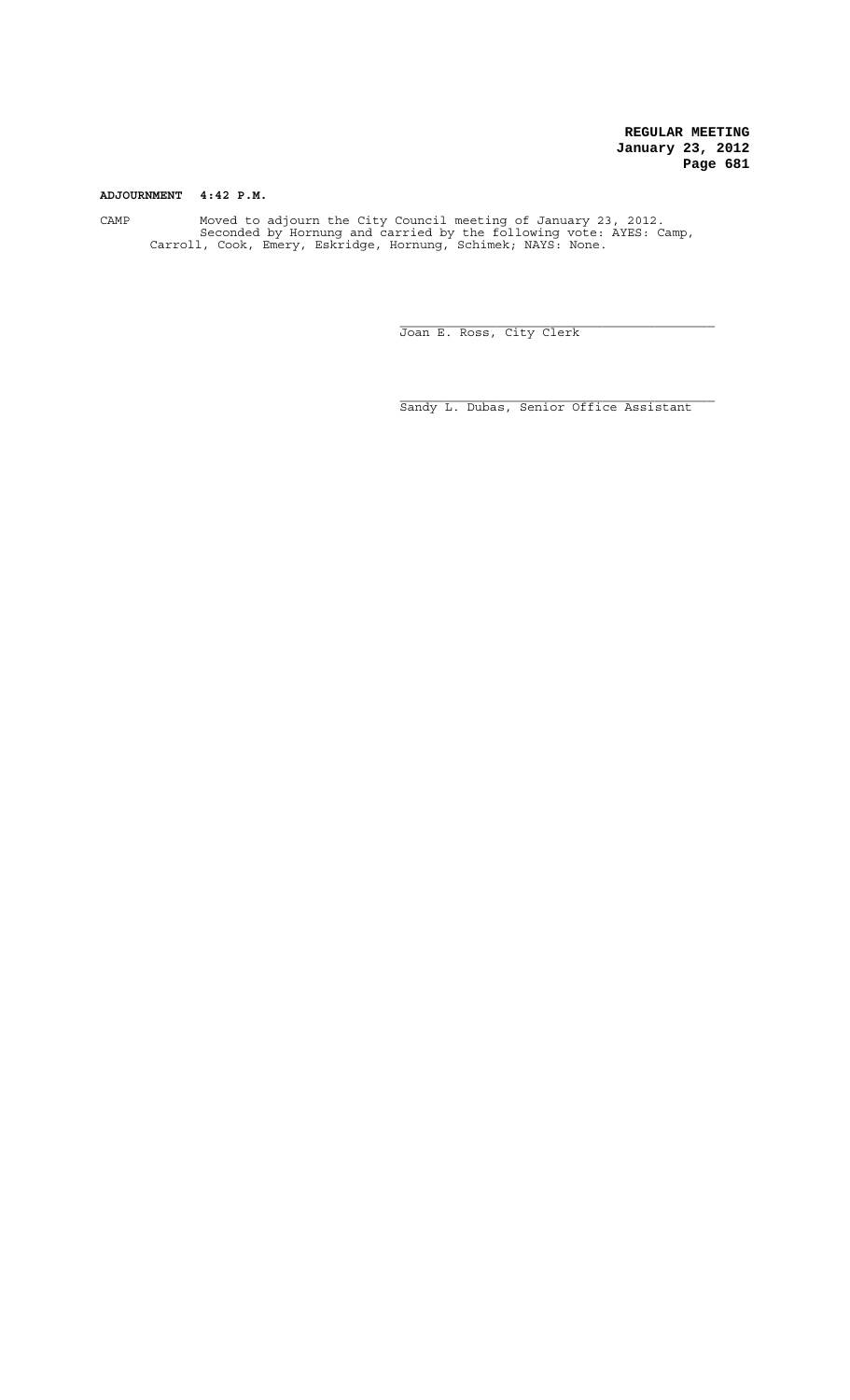**ADJOURNMENT 4:42 P.M.**

CAMP Moved to adjourn the City Council meeting of January 23, 2012. Seconded by Hornung and carried by the following vote: AYES: Camp, Carroll, Cook, Emery, Eskridge, Hornung, Schimek; NAYS: None.

Joan E. Ross, City Clerk

Sandy L. Dubas, Senior Office Assistant